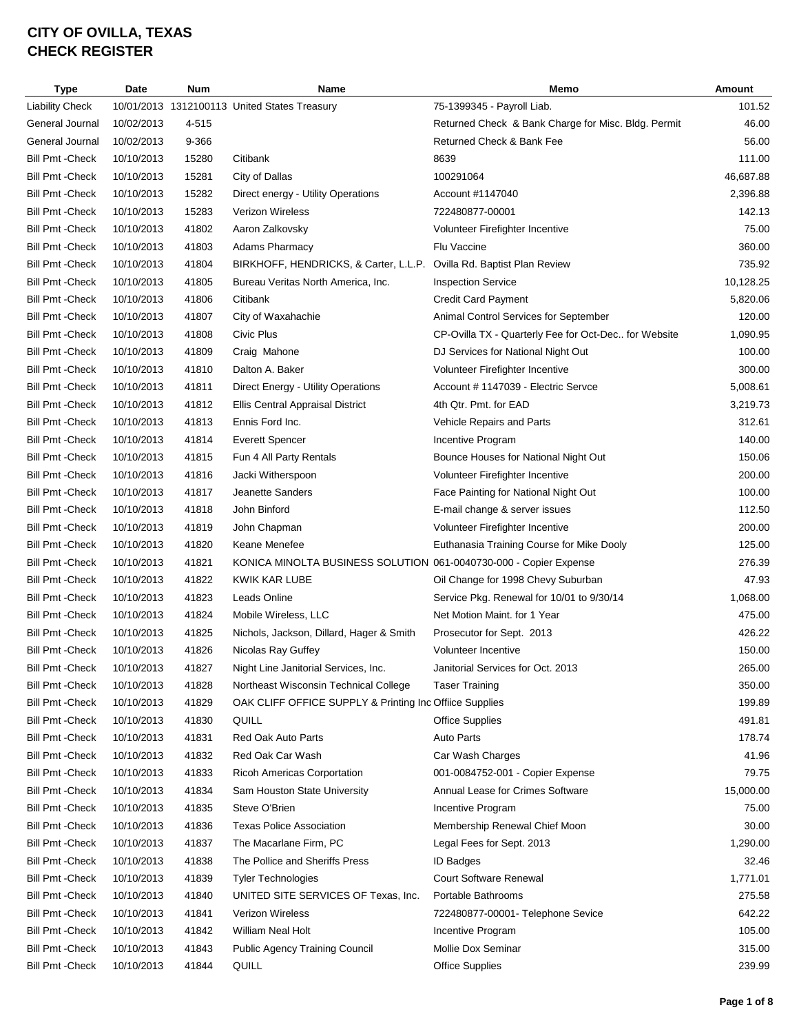# CITY OF OVILLA, TEXAS
# CHECK REGISTER

| Type | Date | Num | Name | Memo | Amount |
|---|---|---|---|---|---|
| Liability Check | 10/01/2013 | 1312100113 | United States Treasury | 75-1399345 - Payroll Liab. | 101.52 |
| General Journal | 10/02/2013 | 4-515 | | Returned Check & Bank Charge for Misc. Bldg. Permit | 46.00 |
| General Journal | 10/02/2013 | 9-366 | | Returned Check & Bank Fee | 56.00 |
| Bill Pmt -Check | 10/10/2013 | 15280 | Citibank | 8639 | 111.00 |
| Bill Pmt -Check | 10/10/2013 | 15281 | City of Dallas | 100291064 | 46,687.88 |
| Bill Pmt -Check | 10/10/2013 | 15282 | Direct energy - Utility Operations | Account #1147040 | 2,396.88 |
| Bill Pmt -Check | 10/10/2013 | 15283 | Verizon Wireless | 722480877-00001 | 142.13 |
| Bill Pmt -Check | 10/10/2013 | 41802 | Aaron Zalkovsky | Volunteer Firefighter Incentive | 75.00 |
| Bill Pmt -Check | 10/10/2013 | 41803 | Adams Pharmacy | Flu Vaccine | 360.00 |
| Bill Pmt -Check | 10/10/2013 | 41804 | BIRKHOFF, HENDRICKS, & Carter, L.L.P. | Ovilla Rd. Baptist Plan Review | 735.92 |
| Bill Pmt -Check | 10/10/2013 | 41805 | Bureau Veritas North America, Inc. | Inspection Service | 10,128.25 |
| Bill Pmt -Check | 10/10/2013 | 41806 | Citibank | Credit Card Payment | 5,820.06 |
| Bill Pmt -Check | 10/10/2013 | 41807 | City of Waxahachie | Animal Control Services for September | 120.00 |
| Bill Pmt -Check | 10/10/2013 | 41808 | Civic Plus | CP-Ovilla TX - Quarterly Fee for Oct-Dec.. for Website | 1,090.95 |
| Bill Pmt -Check | 10/10/2013 | 41809 | Craig Mahone | DJ Services for National Night Out | 100.00 |
| Bill Pmt -Check | 10/10/2013 | 41810 | Dalton A. Baker | Volunteer Firefighter Incentive | 300.00 |
| Bill Pmt -Check | 10/10/2013 | 41811 | Direct Energy - Utility Operations | Account # 1147039 - Electric Servce | 5,008.61 |
| Bill Pmt -Check | 10/10/2013 | 41812 | Ellis Central Appraisal District | 4th Qtr. Pmt. for EAD | 3,219.73 |
| Bill Pmt -Check | 10/10/2013 | 41813 | Ennis Ford Inc. | Vehicle Repairs and Parts | 312.61 |
| Bill Pmt -Check | 10/10/2013 | 41814 | Everett Spencer | Incentive Program | 140.00 |
| Bill Pmt -Check | 10/10/2013 | 41815 | Fun 4 All Party Rentals | Bounce Houses for National Night Out | 150.06 |
| Bill Pmt -Check | 10/10/2013 | 41816 | Jacki Witherspoon | Volunteer Firefighter Incentive | 200.00 |
| Bill Pmt -Check | 10/10/2013 | 41817 | Jeanette Sanders | Face Painting for National Night Out | 100.00 |
| Bill Pmt -Check | 10/10/2013 | 41818 | John Binford | E-mail change & server issues | 112.50 |
| Bill Pmt -Check | 10/10/2013 | 41819 | John Chapman | Volunteer Firefighter Incentive | 200.00 |
| Bill Pmt -Check | 10/10/2013 | 41820 | Keane Menefee | Euthanasia Training Course for Mike Dooly | 125.00 |
| Bill Pmt -Check | 10/10/2013 | 41821 | KONICA MINOLTA BUSINESS SOLUTION | 061-0040730-000 - Copier Expense | 276.39 |
| Bill Pmt -Check | 10/10/2013 | 41822 | KWIK KAR LUBE | Oil Change for 1998 Chevy Suburban | 47.93 |
| Bill Pmt -Check | 10/10/2013 | 41823 | Leads Online | Service Pkg. Renewal for 10/01 to 9/30/14 | 1,068.00 |
| Bill Pmt -Check | 10/10/2013 | 41824 | Mobile Wireless, LLC | Net Motion Maint. for 1 Year | 475.00 |
| Bill Pmt -Check | 10/10/2013 | 41825 | Nichols, Jackson, Dillard, Hager & Smith | Prosecutor for Sept. 2013 | 426.22 |
| Bill Pmt -Check | 10/10/2013 | 41826 | Nicolas Ray Guffey | Volunteer Incentive | 150.00 |
| Bill Pmt -Check | 10/10/2013 | 41827 | Night Line Janitorial Services, Inc. | Janitorial Services for Oct. 2013 | 265.00 |
| Bill Pmt -Check | 10/10/2013 | 41828 | Northeast Wisconsin Technical College | Taser Training | 350.00 |
| Bill Pmt -Check | 10/10/2013 | 41829 | OAK CLIFF OFFICE SUPPLY & Printing Inc | Offiice Supplies | 199.89 |
| Bill Pmt -Check | 10/10/2013 | 41830 | QUILL | Office Supplies | 491.81 |
| Bill Pmt -Check | 10/10/2013 | 41831 | Red Oak Auto Parts | Auto Parts | 178.74 |
| Bill Pmt -Check | 10/10/2013 | 41832 | Red Oak Car Wash | Car Wash Charges | 41.96 |
| Bill Pmt -Check | 10/10/2013 | 41833 | Ricoh Americas Corportation | 001-0084752-001 - Copier Expense | 79.75 |
| Bill Pmt -Check | 10/10/2013 | 41834 | Sam Houston State University | Annual Lease for Crimes Software | 15,000.00 |
| Bill Pmt -Check | 10/10/2013 | 41835 | Steve O'Brien | Incentive Program | 75.00 |
| Bill Pmt -Check | 10/10/2013 | 41836 | Texas Police Association | Membership Renewal Chief Moon | 30.00 |
| Bill Pmt -Check | 10/10/2013 | 41837 | The Macarlane Firm, PC | Legal Fees for Sept. 2013 | 1,290.00 |
| Bill Pmt -Check | 10/10/2013 | 41838 | The Pollice and Sheriffs Press | ID Badges | 32.46 |
| Bill Pmt -Check | 10/10/2013 | 41839 | Tyler Technologies | Court Software Renewal | 1,771.01 |
| Bill Pmt -Check | 10/10/2013 | 41840 | UNITED SITE SERVICES OF Texas, Inc. | Portable Bathrooms | 275.58 |
| Bill Pmt -Check | 10/10/2013 | 41841 | Verizon Wireless | 722480877-00001- Telephone Sevice | 642.22 |
| Bill Pmt -Check | 10/10/2013 | 41842 | William Neal Holt | Incentive Program | 105.00 |
| Bill Pmt -Check | 10/10/2013 | 41843 | Public Agency Training Council | Mollie Dox Seminar | 315.00 |
| Bill Pmt -Check | 10/10/2013 | 41844 | QUILL | Office Supplies | 239.99 |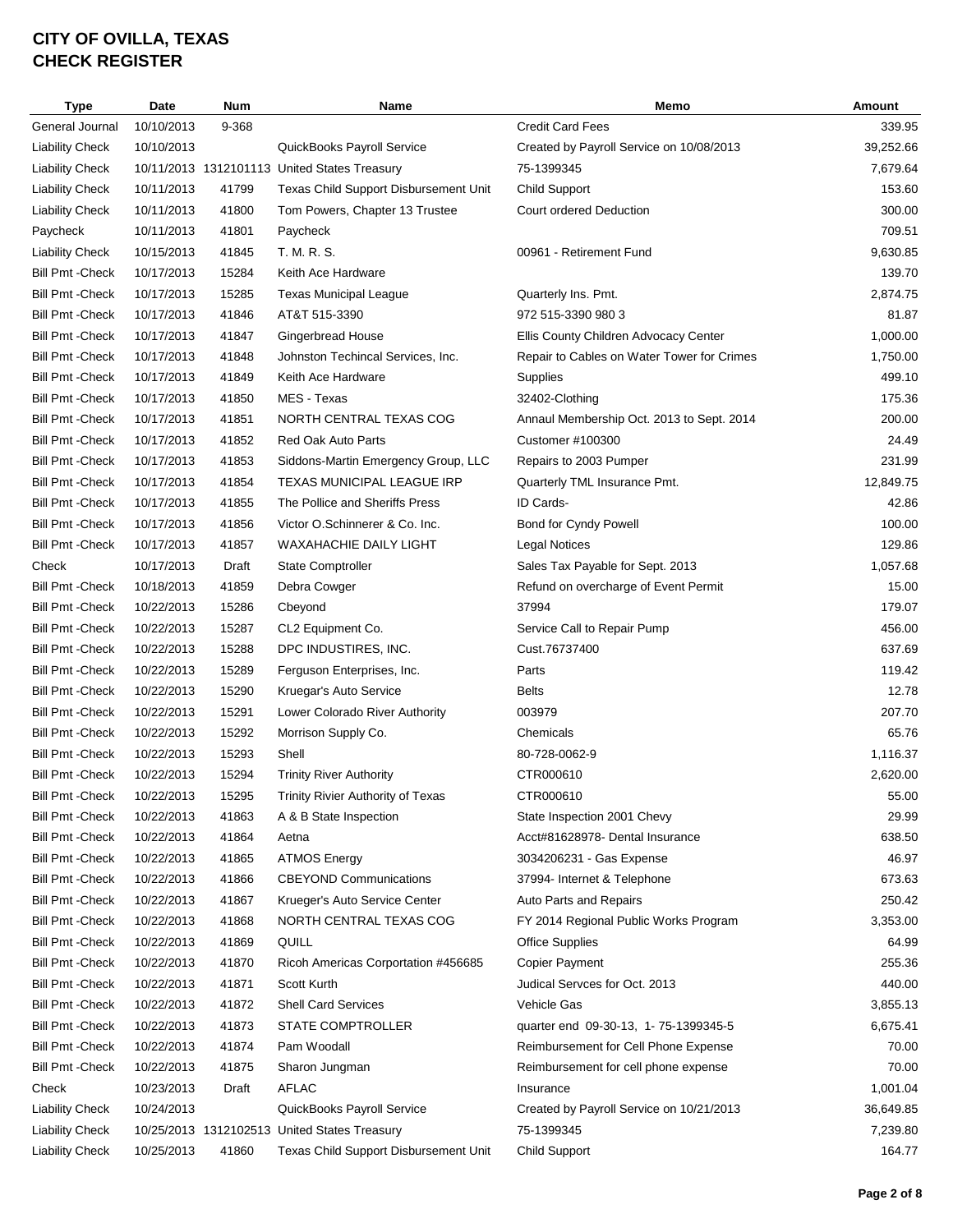# CITY OF OVILLA, TEXAS
# CHECK REGISTER

| Type | Date | Num | Name | Memo | Amount |
|---|---|---|---|---|---|
| General Journal | 10/10/2013 | 9-368 | | Credit Card Fees | 339.95 |
| Liability Check | 10/10/2013 | | QuickBooks Payroll Service | Created by Payroll Service on 10/08/2013 | 39,252.66 |
| Liability Check | 10/11/2013 | 1312101113 | United States Treasury | 75-1399345 | 7,679.64 |
| Liability Check | 10/11/2013 | 41799 | Texas Child Support Disbursement Unit | Child Support | 153.60 |
| Liability Check | 10/11/2013 | 41800 | Tom Powers, Chapter 13 Trustee | Court ordered Deduction | 300.00 |
| Paycheck | 10/11/2013 | 41801 | Paycheck | | 709.51 |
| Liability Check | 10/15/2013 | 41845 | T. M. R. S. | 00961 - Retirement Fund | 9,630.85 |
| Bill Pmt -Check | 10/17/2013 | 15284 | Keith Ace Hardware | | 139.70 |
| Bill Pmt -Check | 10/17/2013 | 15285 | Texas Municipal League | Quarterly Ins. Pmt. | 2,874.75 |
| Bill Pmt -Check | 10/17/2013 | 41846 | AT&T 515-3390 | 972 515-3390 980 3 | 81.87 |
| Bill Pmt -Check | 10/17/2013 | 41847 | Gingerbread House | Ellis County Children Advocacy Center | 1,000.00 |
| Bill Pmt -Check | 10/17/2013 | 41848 | Johnston Techincal Services, Inc. | Repair to Cables on Water Tower for Crimes | 1,750.00 |
| Bill Pmt -Check | 10/17/2013 | 41849 | Keith Ace Hardware | Supplies | 499.10 |
| Bill Pmt -Check | 10/17/2013 | 41850 | MES - Texas | 32402-Clothing | 175.36 |
| Bill Pmt -Check | 10/17/2013 | 41851 | NORTH CENTRAL TEXAS COG | Annaul Membership Oct. 2013 to Sept. 2014 | 200.00 |
| Bill Pmt -Check | 10/17/2013 | 41852 | Red Oak Auto Parts | Customer #100300 | 24.49 |
| Bill Pmt -Check | 10/17/2013 | 41853 | Siddons-Martin Emergency Group, LLC | Repairs to 2003 Pumper | 231.99 |
| Bill Pmt -Check | 10/17/2013 | 41854 | TEXAS MUNICIPAL LEAGUE IRP | Quarterly TML Insurance Pmt. | 12,849.75 |
| Bill Pmt -Check | 10/17/2013 | 41855 | The Pollice and Sheriffs Press | ID Cards- | 42.86 |
| Bill Pmt -Check | 10/17/2013 | 41856 | Victor O.Schinnerer & Co. Inc. | Bond for Cyndy Powell | 100.00 |
| Bill Pmt -Check | 10/17/2013 | 41857 | WAXAHACHIE DAILY LIGHT | Legal Notices | 129.86 |
| Check | 10/17/2013 | Draft | State Comptroller | Sales Tax Payable for Sept. 2013 | 1,057.68 |
| Bill Pmt -Check | 10/18/2013 | 41859 | Debra Cowger | Refund on overcharge of Event Permit | 15.00 |
| Bill Pmt -Check | 10/22/2013 | 15286 | Cbeyond | 37994 | 179.07 |
| Bill Pmt -Check | 10/22/2013 | 15287 | CL2 Equipment Co. | Service Call to Repair Pump | 456.00 |
| Bill Pmt -Check | 10/22/2013 | 15288 | DPC INDUSTIRES, INC. | Cust.76737400 | 637.69 |
| Bill Pmt -Check | 10/22/2013 | 15289 | Ferguson Enterprises, Inc. | Parts | 119.42 |
| Bill Pmt -Check | 10/22/2013 | 15290 | Kruegar's Auto Service | Belts | 12.78 |
| Bill Pmt -Check | 10/22/2013 | 15291 | Lower Colorado River Authority | 003979 | 207.70 |
| Bill Pmt -Check | 10/22/2013 | 15292 | Morrison Supply Co. | Chemicals | 65.76 |
| Bill Pmt -Check | 10/22/2013 | 15293 | Shell | 80-728-0062-9 | 1,116.37 |
| Bill Pmt -Check | 10/22/2013 | 15294 | Trinity River Authority | CTR000610 | 2,620.00 |
| Bill Pmt -Check | 10/22/2013 | 15295 | Trinity Rivier Authority of Texas | CTR000610 | 55.00 |
| Bill Pmt -Check | 10/22/2013 | 41863 | A & B State Inspection | State Inspection 2001 Chevy | 29.99 |
| Bill Pmt -Check | 10/22/2013 | 41864 | Aetna | Acct#81628978- Dental Insurance | 638.50 |
| Bill Pmt -Check | 10/22/2013 | 41865 | ATMOS Energy | 3034206231 - Gas Expense | 46.97 |
| Bill Pmt -Check | 10/22/2013 | 41866 | CBEYOND Communications | 37994- Internet & Telephone | 673.63 |
| Bill Pmt -Check | 10/22/2013 | 41867 | Krueger's Auto Service Center | Auto Parts and Repairs | 250.42 |
| Bill Pmt -Check | 10/22/2013 | 41868 | NORTH CENTRAL TEXAS COG | FY 2014 Regional Public Works Program | 3,353.00 |
| Bill Pmt -Check | 10/22/2013 | 41869 | QUILL | Office Supplies | 64.99 |
| Bill Pmt -Check | 10/22/2013 | 41870 | Ricoh Americas Corportation #456685 | Copier Payment | 255.36 |
| Bill Pmt -Check | 10/22/2013 | 41871 | Scott Kurth | Judical Servces for Oct. 2013 | 440.00 |
| Bill Pmt -Check | 10/22/2013 | 41872 | Shell Card Services | Vehicle Gas | 3,855.13 |
| Bill Pmt -Check | 10/22/2013 | 41873 | STATE COMPTROLLER | quarter end 09-30-13, 1- 75-1399345-5 | 6,675.41 |
| Bill Pmt -Check | 10/22/2013 | 41874 | Pam Woodall | Reimbursement for Cell Phone Expense | 70.00 |
| Bill Pmt -Check | 10/22/2013 | 41875 | Sharon Jungman | Reimbursement for cell phone expense | 70.00 |
| Check | 10/23/2013 | Draft | AFLAC | Insurance | 1,001.04 |
| Liability Check | 10/24/2013 | | QuickBooks Payroll Service | Created by Payroll Service on 10/21/2013 | 36,649.85 |
| Liability Check | 10/25/2013 | 1312102513 | United States Treasury | 75-1399345 | 7,239.80 |
| Liability Check | 10/25/2013 | 41860 | Texas Child Support Disbursement Unit | Child Support | 164.77 |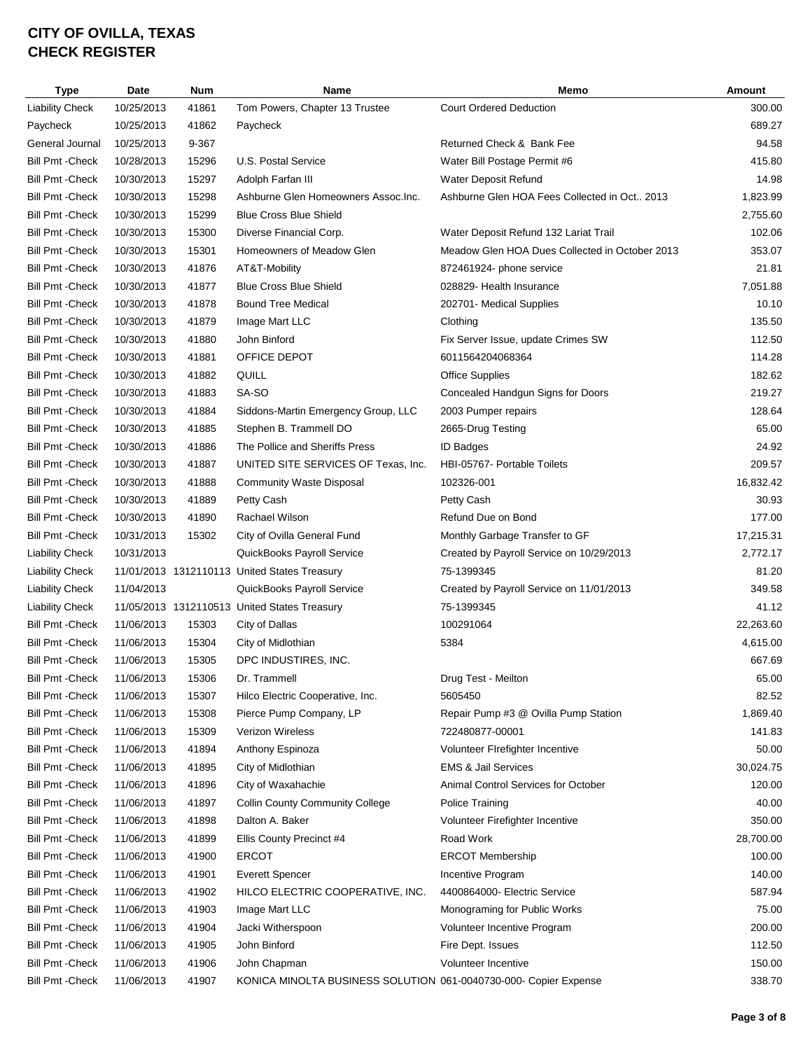# CITY OF OVILLA, TEXAS
# CHECK REGISTER

| Type | Date | Num | Name | Memo | Amount |
|---|---|---|---|---|---|
| Liability Check | 10/25/2013 | 41861 | Tom Powers, Chapter 13 Trustee | Court Ordered Deduction | 300.00 |
| Paycheck | 10/25/2013 | 41862 | Paycheck | | 689.27 |
| General Journal | 10/25/2013 | 9-367 | | Returned Check & Bank Fee | 94.58 |
| Bill Pmt -Check | 10/28/2013 | 15296 | U.S. Postal Service | Water Bill Postage Permit #6 | 415.80 |
| Bill Pmt -Check | 10/30/2013 | 15297 | Adolph Farfan III | Water Deposit Refund | 14.98 |
| Bill Pmt -Check | 10/30/2013 | 15298 | Ashburne Glen Homeowners Assoc.Inc. | Ashburne Glen HOA Fees Collected in Oct.. 2013 | 1,823.99 |
| Bill Pmt -Check | 10/30/2013 | 15299 | Blue Cross Blue Shield | | 2,755.60 |
| Bill Pmt -Check | 10/30/2013 | 15300 | Diverse Financial Corp. | Water Deposit Refund 132 Lariat Trail | 102.06 |
| Bill Pmt -Check | 10/30/2013 | 15301 | Homeowners of Meadow Glen | Meadow Glen HOA Dues Collected in October 2013 | 353.07 |
| Bill Pmt -Check | 10/30/2013 | 41876 | AT&T-Mobility | 872461924- phone service | 21.81 |
| Bill Pmt -Check | 10/30/2013 | 41877 | Blue Cross Blue Shield | 028829- Health Insurance | 7,051.88 |
| Bill Pmt -Check | 10/30/2013 | 41878 | Bound Tree Medical | 202701- Medical Supplies | 10.10 |
| Bill Pmt -Check | 10/30/2013 | 41879 | Image Mart LLC | Clothing | 135.50 |
| Bill Pmt -Check | 10/30/2013 | 41880 | John Binford | Fix Server Issue, update Crimes SW | 112.50 |
| Bill Pmt -Check | 10/30/2013 | 41881 | OFFICE DEPOT | 6011564204068364 | 114.28 |
| Bill Pmt -Check | 10/30/2013 | 41882 | QUILL | Office Supplies | 182.62 |
| Bill Pmt -Check | 10/30/2013 | 41883 | SA-SO | Concealed Handgun Signs for Doors | 219.27 |
| Bill Pmt -Check | 10/30/2013 | 41884 | Siddons-Martin Emergency Group, LLC | 2003 Pumper repairs | 128.64 |
| Bill Pmt -Check | 10/30/2013 | 41885 | Stephen B. Trammell DO | 2665-Drug Testing | 65.00 |
| Bill Pmt -Check | 10/30/2013 | 41886 | The Pollice and Sheriffs Press | ID Badges | 24.92 |
| Bill Pmt -Check | 10/30/2013 | 41887 | UNITED SITE SERVICES OF Texas, Inc. | HBI-05767- Portable Toilets | 209.57 |
| Bill Pmt -Check | 10/30/2013 | 41888 | Community Waste Disposal | 102326-001 | 16,832.42 |
| Bill Pmt -Check | 10/30/2013 | 41889 | Petty Cash | Petty Cash | 30.93 |
| Bill Pmt -Check | 10/30/2013 | 41890 | Rachael Wilson | Refund Due on Bond | 177.00 |
| Bill Pmt -Check | 10/31/2013 | 15302 | City of Ovilla General Fund | Monthly Garbage Transfer to GF | 17,215.31 |
| Liability Check | 10/31/2013 | | QuickBooks Payroll Service | Created by Payroll Service on 10/29/2013 | 2,772.17 |
| Liability Check | 11/01/2013 | 1312110113 | United States Treasury | 75-1399345 | 81.20 |
| Liability Check | 11/04/2013 | | QuickBooks Payroll Service | Created by Payroll Service on 11/01/2013 | 349.58 |
| Liability Check | 11/05/2013 | 1312110513 | United States Treasury | 75-1399345 | 41.12 |
| Bill Pmt -Check | 11/06/2013 | 15303 | City of Dallas | 100291064 | 22,263.60 |
| Bill Pmt -Check | 11/06/2013 | 15304 | City of Midlothian | 5384 | 4,615.00 |
| Bill Pmt -Check | 11/06/2013 | 15305 | DPC INDUSTIRES, INC. | | 667.69 |
| Bill Pmt -Check | 11/06/2013 | 15306 | Dr. Trammell | Drug Test - Meilton | 65.00 |
| Bill Pmt -Check | 11/06/2013 | 15307 | Hilco Electric Cooperative, Inc. | 5605450 | 82.52 |
| Bill Pmt -Check | 11/06/2013 | 15308 | Pierce Pump Company, LP | Repair Pump #3 @ Ovilla Pump Station | 1,869.40 |
| Bill Pmt -Check | 11/06/2013 | 15309 | Verizon Wireless | 722480877-00001 | 141.83 |
| Bill Pmt -Check | 11/06/2013 | 41894 | Anthony Espinoza | Volunteer FIrefighter Incentive | 50.00 |
| Bill Pmt -Check | 11/06/2013 | 41895 | City of Midlothian | EMS & Jail Services | 30,024.75 |
| Bill Pmt -Check | 11/06/2013 | 41896 | City of Waxahachie | Animal Control Services for October | 120.00 |
| Bill Pmt -Check | 11/06/2013 | 41897 | Collin County Community College | Police Training | 40.00 |
| Bill Pmt -Check | 11/06/2013 | 41898 | Dalton A. Baker | Volunteer Firefighter Incentive | 350.00 |
| Bill Pmt -Check | 11/06/2013 | 41899 | Ellis County Precinct #4 | Road Work | 28,700.00 |
| Bill Pmt -Check | 11/06/2013 | 41900 | ERCOT | ERCOT Membership | 100.00 |
| Bill Pmt -Check | 11/06/2013 | 41901 | Everett Spencer | Incentive Program | 140.00 |
| Bill Pmt -Check | 11/06/2013 | 41902 | HILCO ELECTRIC COOPERATIVE, INC. | 4400864000- Electric Service | 587.94 |
| Bill Pmt -Check | 11/06/2013 | 41903 | Image Mart LLC | Monograming for Public Works | 75.00 |
| Bill Pmt -Check | 11/06/2013 | 41904 | Jacki Witherspoon | Volunteer Incentive Program | 200.00 |
| Bill Pmt -Check | 11/06/2013 | 41905 | John Binford | Fire Dept. Issues | 112.50 |
| Bill Pmt -Check | 11/06/2013 | 41906 | John Chapman | Volunteer Incentive | 150.00 |
| Bill Pmt -Check | 11/06/2013 | 41907 | KONICA MINOLTA BUSINESS SOLUTION | 061-0040730-000- Copier Expense | 338.70 |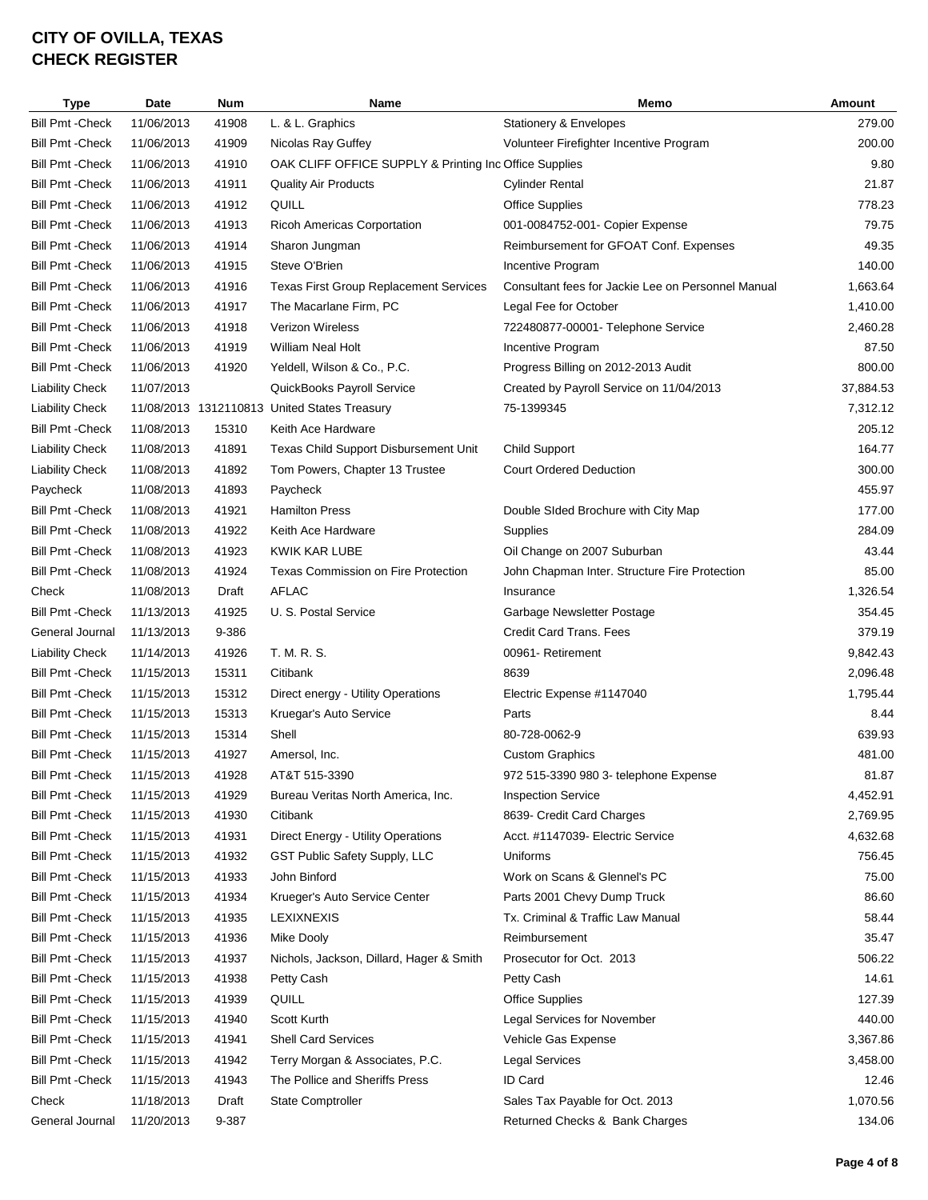# CITY OF OVILLA, TEXAS
# CHECK REGISTER

| Type | Date | Num | Name | Memo | Amount |
|---|---|---|---|---|---|
| Bill Pmt -Check | 11/06/2013 | 41908 | L. & L. Graphics | Stationery & Envelopes | 279.00 |
| Bill Pmt -Check | 11/06/2013 | 41909 | Nicolas Ray Guffey | Volunteer Firefighter Incentive Program | 200.00 |
| Bill Pmt -Check | 11/06/2013 | 41910 | OAK CLIFF OFFICE SUPPLY & Printing Inc | Office Supplies | 9.80 |
| Bill Pmt -Check | 11/06/2013 | 41911 | Quality Air Products | Cylinder Rental | 21.87 |
| Bill Pmt -Check | 11/06/2013 | 41912 | QUILL | Office Supplies | 778.23 |
| Bill Pmt -Check | 11/06/2013 | 41913 | Ricoh Americas Corportation | 001-0084752-001- Copier Expense | 79.75 |
| Bill Pmt -Check | 11/06/2013 | 41914 | Sharon Jungman | Reimbursement for GFOAT Conf. Expenses | 49.35 |
| Bill Pmt -Check | 11/06/2013 | 41915 | Steve O'Brien | Incentive Program | 140.00 |
| Bill Pmt -Check | 11/06/2013 | 41916 | Texas First Group Replacement Services | Consultant fees for Jackie Lee on Personnel Manual | 1,663.64 |
| Bill Pmt -Check | 11/06/2013 | 41917 | The Macarlane Firm, PC | Legal Fee for October | 1,410.00 |
| Bill Pmt -Check | 11/06/2013 | 41918 | Verizon Wireless | 722480877-00001- Telephone Service | 2,460.28 |
| Bill Pmt -Check | 11/06/2013 | 41919 | William Neal Holt | Incentive Program | 87.50 |
| Bill Pmt -Check | 11/06/2013 | 41920 | Yeldell, Wilson & Co., P.C. | Progress Billing on 2012-2013 Audit | 800.00 |
| Liability Check | 11/07/2013 | | QuickBooks Payroll Service | Created by Payroll Service on 11/04/2013 | 37,884.53 |
| Liability Check | 11/08/2013 | 1312110813 | United States Treasury | 75-1399345 | 7,312.12 |
| Bill Pmt -Check | 11/08/2013 | 15310 | Keith Ace Hardware | | 205.12 |
| Liability Check | 11/08/2013 | 41891 | Texas Child Support Disbursement Unit | Child Support | 164.77 |
| Liability Check | 11/08/2013 | 41892 | Tom Powers, Chapter 13 Trustee | Court Ordered Deduction | 300.00 |
| Paycheck | 11/08/2013 | 41893 | Paycheck | | 455.97 |
| Bill Pmt -Check | 11/08/2013 | 41921 | Hamilton Press | Double SIded Brochure with City Map | 177.00 |
| Bill Pmt -Check | 11/08/2013 | 41922 | Keith Ace Hardware | Supplies | 284.09 |
| Bill Pmt -Check | 11/08/2013 | 41923 | KWIK KAR LUBE | Oil Change on 2007 Suburban | 43.44 |
| Bill Pmt -Check | 11/08/2013 | 41924 | Texas Commission on Fire Protection | John Chapman Inter. Structure Fire Protection | 85.00 |
| Check | 11/08/2013 | Draft | AFLAC | Insurance | 1,326.54 |
| Bill Pmt -Check | 11/13/2013 | 41925 | U. S. Postal Service | Garbage Newsletter Postage | 354.45 |
| General Journal | 11/13/2013 | 9-386 | | Credit Card Trans. Fees | 379.19 |
| Liability Check | 11/14/2013 | 41926 | T. M. R. S. | 00961- Retirement | 9,842.43 |
| Bill Pmt -Check | 11/15/2013 | 15311 | Citibank | 8639 | 2,096.48 |
| Bill Pmt -Check | 11/15/2013 | 15312 | Direct energy - Utility Operations | Electric Expense #1147040 | 1,795.44 |
| Bill Pmt -Check | 11/15/2013 | 15313 | Kruegar's Auto Service | Parts | 8.44 |
| Bill Pmt -Check | 11/15/2013 | 15314 | Shell | 80-728-0062-9 | 639.93 |
| Bill Pmt -Check | 11/15/2013 | 41927 | Amersol, Inc. | Custom Graphics | 481.00 |
| Bill Pmt -Check | 11/15/2013 | 41928 | AT&T 515-3390 | 972 515-3390 980 3- telephone Expense | 81.87 |
| Bill Pmt -Check | 11/15/2013 | 41929 | Bureau Veritas North America, Inc. | Inspection Service | 4,452.91 |
| Bill Pmt -Check | 11/15/2013 | 41930 | Citibank | 8639- Credit Card Charges | 2,769.95 |
| Bill Pmt -Check | 11/15/2013 | 41931 | Direct Energy - Utility Operations | Acct. #1147039- Electric Service | 4,632.68 |
| Bill Pmt -Check | 11/15/2013 | 41932 | GST Public Safety Supply, LLC | Uniforms | 756.45 |
| Bill Pmt -Check | 11/15/2013 | 41933 | John Binford | Work on Scans & Glennel's PC | 75.00 |
| Bill Pmt -Check | 11/15/2013 | 41934 | Krueger's Auto Service Center | Parts 2001 Chevy Dump Truck | 86.60 |
| Bill Pmt -Check | 11/15/2013 | 41935 | LEXIXNEXIS | Tx. Criminal & Traffic Law Manual | 58.44 |
| Bill Pmt -Check | 11/15/2013 | 41936 | Mike Dooly | Reimbursement | 35.47 |
| Bill Pmt -Check | 11/15/2013 | 41937 | Nichols, Jackson, Dillard, Hager & Smith | Prosecutor for Oct. 2013 | 506.22 |
| Bill Pmt -Check | 11/15/2013 | 41938 | Petty Cash | Petty Cash | 14.61 |
| Bill Pmt -Check | 11/15/2013 | 41939 | QUILL | Office Supplies | 127.39 |
| Bill Pmt -Check | 11/15/2013 | 41940 | Scott Kurth | Legal Services for November | 440.00 |
| Bill Pmt -Check | 11/15/2013 | 41941 | Shell Card Services | Vehicle Gas Expense | 3,367.86 |
| Bill Pmt -Check | 11/15/2013 | 41942 | Terry Morgan & Associates, P.C. | Legal Services | 3,458.00 |
| Bill Pmt -Check | 11/15/2013 | 41943 | The Pollice and Sheriffs Press | ID Card | 12.46 |
| Check | 11/18/2013 | Draft | State Comptroller | Sales Tax Payable for Oct. 2013 | 1,070.56 |
| General Journal | 11/20/2013 | 9-387 | | Returned Checks & Bank Charges | 134.06 |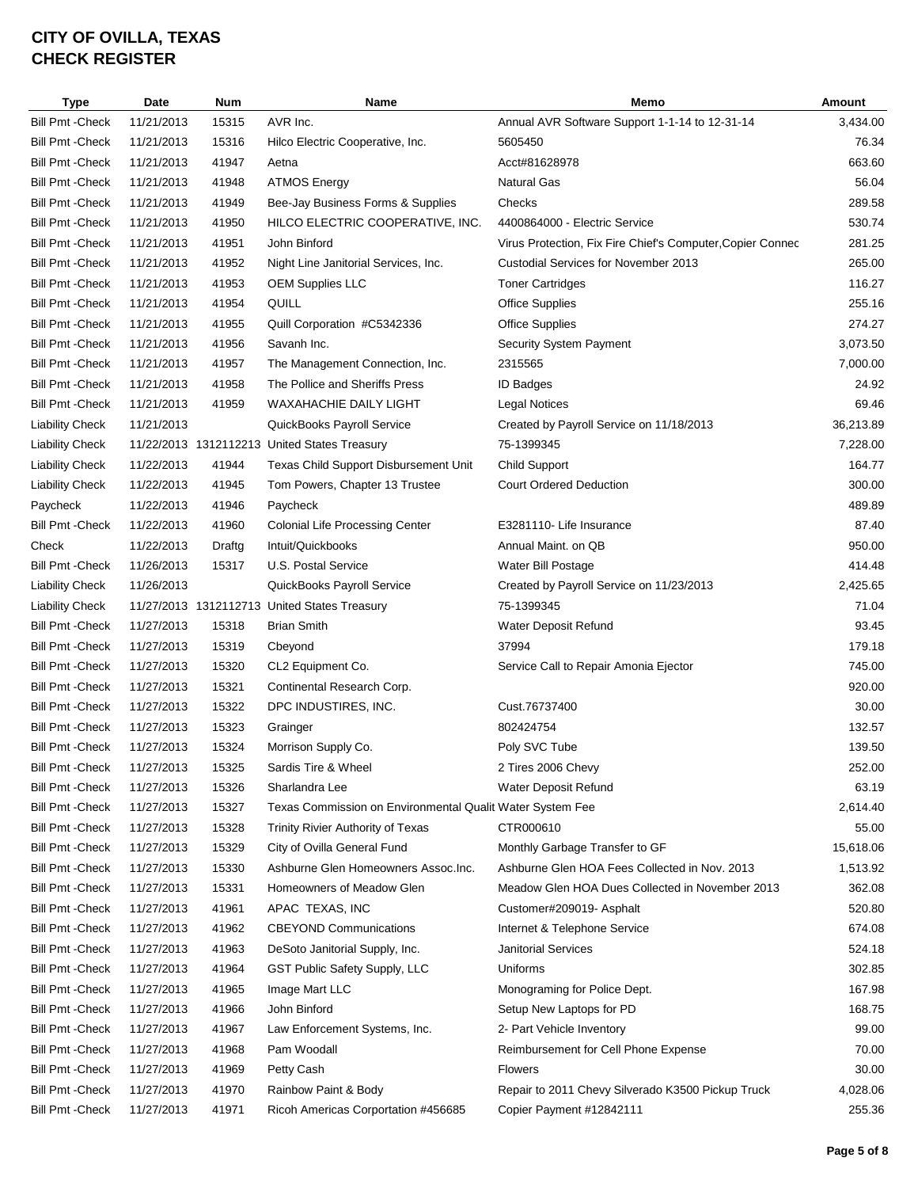# CITY OF OVILLA, TEXAS
# CHECK REGISTER

| Type | Date | Num | Name | Memo | Amount |
|---|---|---|---|---|---|
| Bill Pmt -Check | 11/21/2013 | 15315 | AVR Inc. | Annual AVR Software Support 1-1-14 to 12-31-14 | 3,434.00 |
| Bill Pmt -Check | 11/21/2013 | 15316 | Hilco Electric Cooperative, Inc. | 5605450 | 76.34 |
| Bill Pmt -Check | 11/21/2013 | 41947 | Aetna | Acct#81628978 | 663.60 |
| Bill Pmt -Check | 11/21/2013 | 41948 | ATMOS Energy | Natural Gas | 56.04 |
| Bill Pmt -Check | 11/21/2013 | 41949 | Bee-Jay Business Forms & Supplies | Checks | 289.58 |
| Bill Pmt -Check | 11/21/2013 | 41950 | HILCO ELECTRIC COOPERATIVE, INC. | 4400864000 - Electric Service | 530.74 |
| Bill Pmt -Check | 11/21/2013 | 41951 | John Binford | Virus Protection, Fix Fire Chief's Computer,Copier Connec | 281.25 |
| Bill Pmt -Check | 11/21/2013 | 41952 | Night Line Janitorial Services, Inc. | Custodial Services for November 2013 | 265.00 |
| Bill Pmt -Check | 11/21/2013 | 41953 | OEM Supplies LLC | Toner Cartridges | 116.27 |
| Bill Pmt -Check | 11/21/2013 | 41954 | QUILL | Office Supplies | 255.16 |
| Bill Pmt -Check | 11/21/2013 | 41955 | Quill Corporation #C5342336 | Office Supplies | 274.27 |
| Bill Pmt -Check | 11/21/2013 | 41956 | Savanh Inc. | Security System Payment | 3,073.50 |
| Bill Pmt -Check | 11/21/2013 | 41957 | The Management Connection, Inc. | 2315565 | 7,000.00 |
| Bill Pmt -Check | 11/21/2013 | 41958 | The Pollice and Sheriffs Press | ID Badges | 24.92 |
| Bill Pmt -Check | 11/21/2013 | 41959 | WAXAHACHIE DAILY LIGHT | Legal Notices | 69.46 |
| Liability Check | 11/21/2013 | | QuickBooks Payroll Service | Created by Payroll Service on 11/18/2013 | 36,213.89 |
| Liability Check | 11/22/2013 | 1312112213 | United States Treasury | 75-1399345 | 7,228.00 |
| Liability Check | 11/22/2013 | 41944 | Texas Child Support Disbursement Unit | Child Support | 164.77 |
| Liability Check | 11/22/2013 | 41945 | Tom Powers, Chapter 13 Trustee | Court Ordered Deduction | 300.00 |
| Paycheck | 11/22/2013 | 41946 | Paycheck | | 489.89 |
| Bill Pmt -Check | 11/22/2013 | 41960 | Colonial Life Processing Center | E3281110- Life Insurance | 87.40 |
| Check | 11/22/2013 | Draftg | Intuit/Quickbooks | Annual Maint. on QB | 950.00 |
| Bill Pmt -Check | 11/26/2013 | 15317 | U.S. Postal Service | Water Bill Postage | 414.48 |
| Liability Check | 11/26/2013 | | QuickBooks Payroll Service | Created by Payroll Service on 11/23/2013 | 2,425.65 |
| Liability Check | 11/27/2013 | 1312112713 | United States Treasury | 75-1399345 | 71.04 |
| Bill Pmt -Check | 11/27/2013 | 15318 | Brian Smith | Water Deposit Refund | 93.45 |
| Bill Pmt -Check | 11/27/2013 | 15319 | Cbeyond | 37994 | 179.18 |
| Bill Pmt -Check | 11/27/2013 | 15320 | CL2 Equipment Co. | Service Call to Repair Amonia Ejector | 745.00 |
| Bill Pmt -Check | 11/27/2013 | 15321 | Continental Research Corp. | | 920.00 |
| Bill Pmt -Check | 11/27/2013 | 15322 | DPC INDUSTIRES, INC. | Cust.76737400 | 30.00 |
| Bill Pmt -Check | 11/27/2013 | 15323 | Grainger | 802424754 | 132.57 |
| Bill Pmt -Check | 11/27/2013 | 15324 | Morrison Supply Co. | Poly SVC Tube | 139.50 |
| Bill Pmt -Check | 11/27/2013 | 15325 | Sardis Tire & Wheel | 2 Tires 2006 Chevy | 252.00 |
| Bill Pmt -Check | 11/27/2013 | 15326 | Sharlandra Lee | Water Deposit Refund | 63.19 |
| Bill Pmt -Check | 11/27/2013 | 15327 | Texas Commission on Environmental Qualit | Water System Fee | 2,614.40 |
| Bill Pmt -Check | 11/27/2013 | 15328 | Trinity Rivier Authority of Texas | CTR000610 | 55.00 |
| Bill Pmt -Check | 11/27/2013 | 15329 | City of Ovilla General Fund | Monthly Garbage Transfer to GF | 15,618.06 |
| Bill Pmt -Check | 11/27/2013 | 15330 | Ashburne Glen Homeowners Assoc.Inc. | Ashburne Glen HOA Fees Collected in Nov. 2013 | 1,513.92 |
| Bill Pmt -Check | 11/27/2013 | 15331 | Homeowners of Meadow Glen | Meadow Glen HOA Dues Collected in November 2013 | 362.08 |
| Bill Pmt -Check | 11/27/2013 | 41961 | APAC TEXAS, INC | Customer#209019- Asphalt | 520.80 |
| Bill Pmt -Check | 11/27/2013 | 41962 | CBEYOND Communications | Internet & Telephone Service | 674.08 |
| Bill Pmt -Check | 11/27/2013 | 41963 | DeSoto Janitorial Supply, Inc. | Janitorial Services | 524.18 |
| Bill Pmt -Check | 11/27/2013 | 41964 | GST Public Safety Supply, LLC | Uniforms | 302.85 |
| Bill Pmt -Check | 11/27/2013 | 41965 | Image Mart LLC | Monograming for Police Dept. | 167.98 |
| Bill Pmt -Check | 11/27/2013 | 41966 | John Binford | Setup New Laptops for PD | 168.75 |
| Bill Pmt -Check | 11/27/2013 | 41967 | Law Enforcement Systems, Inc. | 2- Part Vehicle Inventory | 99.00 |
| Bill Pmt -Check | 11/27/2013 | 41968 | Pam Woodall | Reimbursement for Cell Phone Expense | 70.00 |
| Bill Pmt -Check | 11/27/2013 | 41969 | Petty Cash | Flowers | 30.00 |
| Bill Pmt -Check | 11/27/2013 | 41970 | Rainbow Paint & Body | Repair to 2011 Chevy Silverado K3500 Pickup Truck | 4,028.06 |
| Bill Pmt -Check | 11/27/2013 | 41971 | Ricoh Americas Corportation #456685 | Copier Payment #12842111 | 255.36 |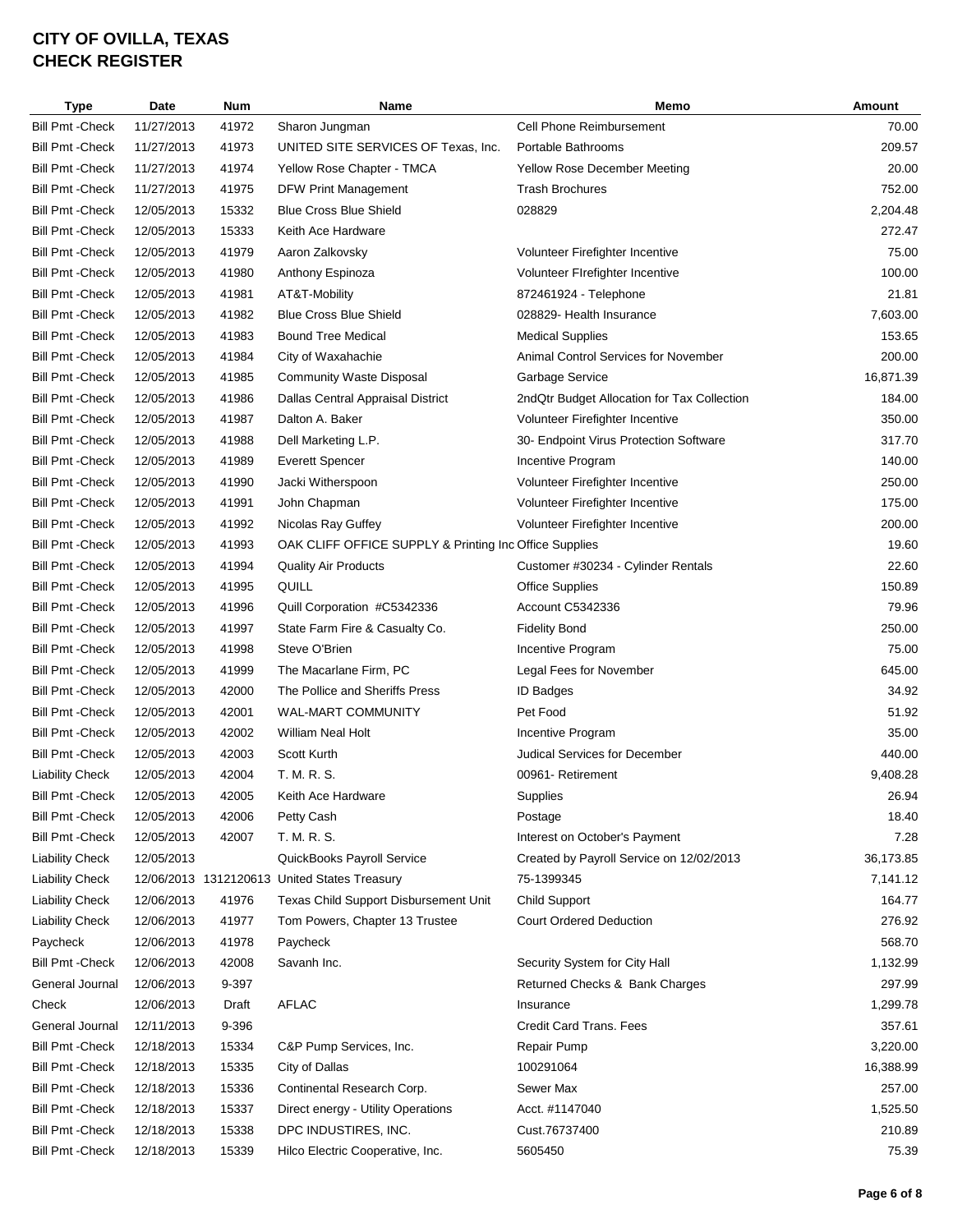# CITY OF OVILLA, TEXAS
# CHECK REGISTER

| Type | Date | Num | Name | Memo | Amount |
|---|---|---|---|---|---|
| Bill Pmt -Check | 11/27/2013 | 41972 | Sharon Jungman | Cell Phone Reimbursement | 70.00 |
| Bill Pmt -Check | 11/27/2013 | 41973 | UNITED SITE SERVICES OF Texas, Inc. | Portable Bathrooms | 209.57 |
| Bill Pmt -Check | 11/27/2013 | 41974 | Yellow Rose Chapter - TMCA | Yellow Rose December Meeting | 20.00 |
| Bill Pmt -Check | 11/27/2013 | 41975 | DFW Print Management | Trash Brochures | 752.00 |
| Bill Pmt -Check | 12/05/2013 | 15332 | Blue Cross Blue Shield | 028829 | 2,204.48 |
| Bill Pmt -Check | 12/05/2013 | 15333 | Keith Ace Hardware | | 272.47 |
| Bill Pmt -Check | 12/05/2013 | 41979 | Aaron Zalkovsky | Volunteer Firefighter Incentive | 75.00 |
| Bill Pmt -Check | 12/05/2013 | 41980 | Anthony Espinoza | Volunteer FIrefighter Incentive | 100.00 |
| Bill Pmt -Check | 12/05/2013 | 41981 | AT&T-Mobility | 872461924 - Telephone | 21.81 |
| Bill Pmt -Check | 12/05/2013 | 41982 | Blue Cross Blue Shield | 028829- Health Insurance | 7,603.00 |
| Bill Pmt -Check | 12/05/2013 | 41983 | Bound Tree Medical | Medical Supplies | 153.65 |
| Bill Pmt -Check | 12/05/2013 | 41984 | City of Waxahachie | Animal Control Services for November | 200.00 |
| Bill Pmt -Check | 12/05/2013 | 41985 | Community Waste Disposal | Garbage Service | 16,871.39 |
| Bill Pmt -Check | 12/05/2013 | 41986 | Dallas Central Appraisal District | 2ndQtr Budget Allocation for Tax Collection | 184.00 |
| Bill Pmt -Check | 12/05/2013 | 41987 | Dalton A. Baker | Volunteer Firefighter Incentive | 350.00 |
| Bill Pmt -Check | 12/05/2013 | 41988 | Dell Marketing L.P. | 30- Endpoint Virus Protection Software | 317.70 |
| Bill Pmt -Check | 12/05/2013 | 41989 | Everett Spencer | Incentive Program | 140.00 |
| Bill Pmt -Check | 12/05/2013 | 41990 | Jacki Witherspoon | Volunteer Firefighter Incentive | 250.00 |
| Bill Pmt -Check | 12/05/2013 | 41991 | John Chapman | Volunteer Firefighter Incentive | 175.00 |
| Bill Pmt -Check | 12/05/2013 | 41992 | Nicolas Ray Guffey | Volunteer Firefighter Incentive | 200.00 |
| Bill Pmt -Check | 12/05/2013 | 41993 | OAK CLIFF OFFICE SUPPLY & Printing Inc | Office Supplies | 19.60 |
| Bill Pmt -Check | 12/05/2013 | 41994 | Quality Air Products | Customer #30234 - Cylinder Rentals | 22.60 |
| Bill Pmt -Check | 12/05/2013 | 41995 | QUILL | Office Supplies | 150.89 |
| Bill Pmt -Check | 12/05/2013 | 41996 | Quill Corporation #C5342336 | Account C5342336 | 79.96 |
| Bill Pmt -Check | 12/05/2013 | 41997 | State Farm Fire & Casualty Co. | Fidelity Bond | 250.00 |
| Bill Pmt -Check | 12/05/2013 | 41998 | Steve O'Brien | Incentive Program | 75.00 |
| Bill Pmt -Check | 12/05/2013 | 41999 | The Macarlane Firm, PC | Legal Fees for November | 645.00 |
| Bill Pmt -Check | 12/05/2013 | 42000 | The Pollice and Sheriffs Press | ID Badges | 34.92 |
| Bill Pmt -Check | 12/05/2013 | 42001 | WAL-MART COMMUNITY | Pet Food | 51.92 |
| Bill Pmt -Check | 12/05/2013 | 42002 | William Neal Holt | Incentive Program | 35.00 |
| Bill Pmt -Check | 12/05/2013 | 42003 | Scott Kurth | Judical Services for December | 440.00 |
| Liability Check | 12/05/2013 | 42004 | T. M. R. S. | 00961- Retirement | 9,408.28 |
| Bill Pmt -Check | 12/05/2013 | 42005 | Keith Ace Hardware | Supplies | 26.94 |
| Bill Pmt -Check | 12/05/2013 | 42006 | Petty Cash | Postage | 18.40 |
| Bill Pmt -Check | 12/05/2013 | 42007 | T. M. R. S. | Interest on October's Payment | 7.28 |
| Liability Check | 12/05/2013 | | QuickBooks Payroll Service | Created by Payroll Service on 12/02/2013 | 36,173.85 |
| Liability Check | 12/06/2013 | 1312120613 | United States Treasury | 75-1399345 | 7,141.12 |
| Liability Check | 12/06/2013 | 41976 | Texas Child Support Disbursement Unit | Child Support | 164.77 |
| Liability Check | 12/06/2013 | 41977 | Tom Powers, Chapter 13 Trustee | Court Ordered Deduction | 276.92 |
| Paycheck | 12/06/2013 | 41978 | Paycheck | | 568.70 |
| Bill Pmt -Check | 12/06/2013 | 42008 | Savanh Inc. | Security System for City Hall | 1,132.99 |
| General Journal | 12/06/2013 | 9-397 | | Returned Checks & Bank Charges | 297.99 |
| Check | 12/06/2013 | Draft | AFLAC | Insurance | 1,299.78 |
| General Journal | 12/11/2013 | 9-396 | | Credit Card Trans. Fees | 357.61 |
| Bill Pmt -Check | 12/18/2013 | 15334 | C&P Pump Services, Inc. | Repair Pump | 3,220.00 |
| Bill Pmt -Check | 12/18/2013 | 15335 | City of Dallas | 100291064 | 16,388.99 |
| Bill Pmt -Check | 12/18/2013 | 15336 | Continental Research Corp. | Sewer Max | 257.00 |
| Bill Pmt -Check | 12/18/2013 | 15337 | Direct energy - Utility Operations | Acct. #1147040 | 1,525.50 |
| Bill Pmt -Check | 12/18/2013 | 15338 | DPC INDUSTIRES, INC. | Cust.76737400 | 210.89 |
| Bill Pmt -Check | 12/18/2013 | 15339 | Hilco Electric Cooperative, Inc. | 5605450 | 75.39 |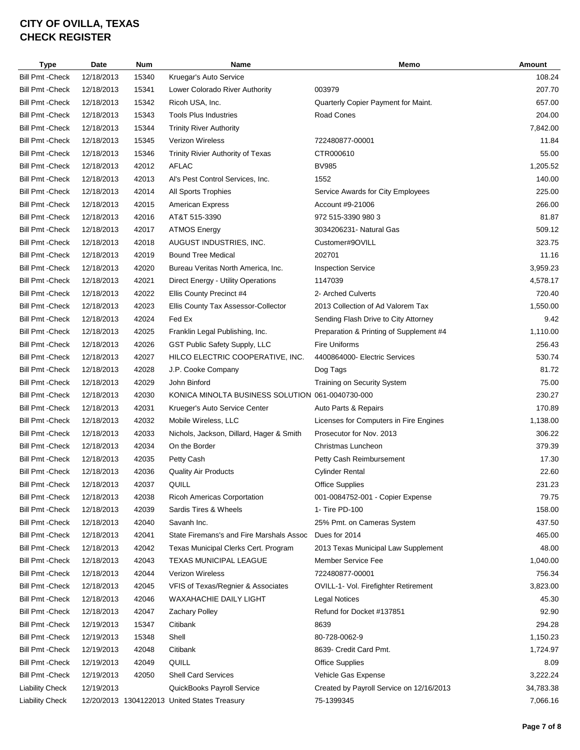# CITY OF OVILLA, TEXAS
## CHECK REGISTER

| Type | Date | Num | Name | Memo | Amount |
|---|---|---|---|---|---|
| Bill Pmt -Check | 12/18/2013 | 15340 | Kruegar's Auto Service | | 108.24 |
| Bill Pmt -Check | 12/18/2013 | 15341 | Lower Colorado River Authority | 003979 | 207.70 |
| Bill Pmt -Check | 12/18/2013 | 15342 | Ricoh USA, Inc. | Quarterly Copier Payment for Maint. | 657.00 |
| Bill Pmt -Check | 12/18/2013 | 15343 | Tools Plus Industries | Road Cones | 204.00 |
| Bill Pmt -Check | 12/18/2013 | 15344 | Trinity River Authority | | 7,842.00 |
| Bill Pmt -Check | 12/18/2013 | 15345 | Verizon Wireless | 722480877-00001 | 11.84 |
| Bill Pmt -Check | 12/18/2013 | 15346 | Trinity Rivier Authority of Texas | CTR000610 | 55.00 |
| Bill Pmt -Check | 12/18/2013 | 42012 | AFLAC | BV985 | 1,205.52 |
| Bill Pmt -Check | 12/18/2013 | 42013 | Al's Pest Control Services, Inc. | 1552 | 140.00 |
| Bill Pmt -Check | 12/18/2013 | 42014 | All Sports Trophies | Service Awards for City Employees | 225.00 |
| Bill Pmt -Check | 12/18/2013 | 42015 | American Express | Account #9-21006 | 266.00 |
| Bill Pmt -Check | 12/18/2013 | 42016 | AT&T 515-3390 | 972 515-3390 980 3 | 81.87 |
| Bill Pmt -Check | 12/18/2013 | 42017 | ATMOS Energy | 3034206231- Natural Gas | 509.12 |
| Bill Pmt -Check | 12/18/2013 | 42018 | AUGUST INDUSTRIES, INC. | Customer#9OVILL | 323.75 |
| Bill Pmt -Check | 12/18/2013 | 42019 | Bound Tree Medical | 202701 | 11.16 |
| Bill Pmt -Check | 12/18/2013 | 42020 | Bureau Veritas North America, Inc. | Inspection Service | 3,959.23 |
| Bill Pmt -Check | 12/18/2013 | 42021 | Direct Energy - Utility Operations | 1147039 | 4,578.17 |
| Bill Pmt -Check | 12/18/2013 | 42022 | Ellis County Precinct #4 | 2- Arched Culverts | 720.40 |
| Bill Pmt -Check | 12/18/2013 | 42023 | Ellis County Tax Assessor-Collector | 2013 Collection of Ad Valorem Tax | 1,550.00 |
| Bill Pmt -Check | 12/18/2013 | 42024 | Fed Ex | Sending Flash Drive to City Attorney | 9.42 |
| Bill Pmt -Check | 12/18/2013 | 42025 | Franklin Legal Publishing, Inc. | Preparation & Printing of Supplement #4 | 1,110.00 |
| Bill Pmt -Check | 12/18/2013 | 42026 | GST Public Safety Supply, LLC | Fire Uniforms | 256.43 |
| Bill Pmt -Check | 12/18/2013 | 42027 | HILCO ELECTRIC COOPERATIVE, INC. | 4400864000- Electric Services | 530.74 |
| Bill Pmt -Check | 12/18/2013 | 42028 | J.P. Cooke Company | Dog Tags | 81.72 |
| Bill Pmt -Check | 12/18/2013 | 42029 | John Binford | Training on Security System | 75.00 |
| Bill Pmt -Check | 12/18/2013 | 42030 | KONICA MINOLTA BUSINESS SOLUTION | 061-0040730-000 | 230.27 |
| Bill Pmt -Check | 12/18/2013 | 42031 | Krueger's Auto Service Center | Auto Parts & Repairs | 170.89 |
| Bill Pmt -Check | 12/18/2013 | 42032 | Mobile Wireless, LLC | Licenses for Computers in Fire Engines | 1,138.00 |
| Bill Pmt -Check | 12/18/2013 | 42033 | Nichols, Jackson, Dillard, Hager & Smith | Prosecutor for Nov. 2013 | 306.22 |
| Bill Pmt -Check | 12/18/2013 | 42034 | On the Border | Christmas Luncheon | 379.39 |
| Bill Pmt -Check | 12/18/2013 | 42035 | Petty Cash | Petty Cash Reimbursement | 17.30 |
| Bill Pmt -Check | 12/18/2013 | 42036 | Quality Air Products | Cylinder Rental | 22.60 |
| Bill Pmt -Check | 12/18/2013 | 42037 | QUILL | Office Supplies | 231.23 |
| Bill Pmt -Check | 12/18/2013 | 42038 | Ricoh Americas Corportation | 001-0084752-001 - Copier Expense | 79.75 |
| Bill Pmt -Check | 12/18/2013 | 42039 | Sardis Tires & Wheels | 1- Tire PD-100 | 158.00 |
| Bill Pmt -Check | 12/18/2013 | 42040 | Savanh Inc. | 25% Pmt. on Cameras System | 437.50 |
| Bill Pmt -Check | 12/18/2013 | 42041 | State Firemans's and Fire Marshals Assoc | Dues for 2014 | 465.00 |
| Bill Pmt -Check | 12/18/2013 | 42042 | Texas Municipal Clerks Cert. Program | 2013 Texas Municipal Law Supplement | 48.00 |
| Bill Pmt -Check | 12/18/2013 | 42043 | TEXAS MUNICIPAL LEAGUE | Member Service Fee | 1,040.00 |
| Bill Pmt -Check | 12/18/2013 | 42044 | Verizon Wireless | 722480877-00001 | 756.34 |
| Bill Pmt -Check | 12/18/2013 | 42045 | VFIS of Texas/Regnier & Associates | OVILL-1- Vol. Firefighter Retirement | 3,823.00 |
| Bill Pmt -Check | 12/18/2013 | 42046 | WAXAHACHIE DAILY LIGHT | Legal Notices | 45.30 |
| Bill Pmt -Check | 12/18/2013 | 42047 | Zachary Polley | Refund for Docket #137851 | 92.90 |
| Bill Pmt -Check | 12/19/2013 | 15347 | Citibank | 8639 | 294.28 |
| Bill Pmt -Check | 12/19/2013 | 15348 | Shell | 80-728-0062-9 | 1,150.23 |
| Bill Pmt -Check | 12/19/2013 | 42048 | Citibank | 8639- Credit Card Pmt. | 1,724.97 |
| Bill Pmt -Check | 12/19/2013 | 42049 | QUILL | Office Supplies | 8.09 |
| Bill Pmt -Check | 12/19/2013 | 42050 | Shell Card Services | Vehicle Gas Expense | 3,222.24 |
| Liability Check | 12/19/2013 | | QuickBooks Payroll Service | Created by Payroll Service on 12/16/2013 | 34,783.38 |
| Liability Check | 12/20/2013 | 1304122013 | United States Treasury | 75-1399345 | 7,066.16 |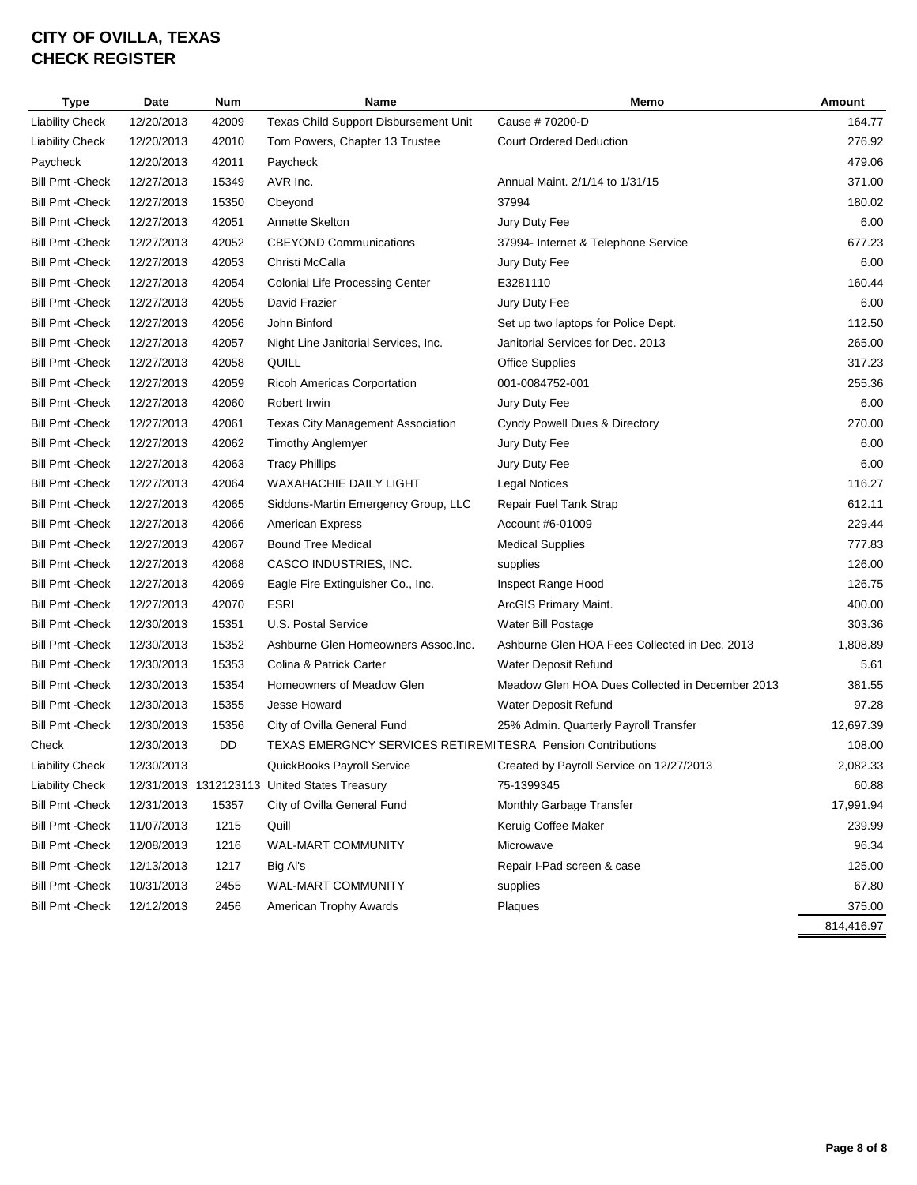# CITY OF OVILLA, TEXAS
# CHECK REGISTER

| Type | Date | Num | Name | Memo | Amount |
|---|---|---|---|---|---|
| Liability Check | 12/20/2013 | 42009 | Texas Child Support Disbursement Unit | Cause # 70200-D | 164.77 |
| Liability Check | 12/20/2013 | 42010 | Tom Powers, Chapter 13 Trustee | Court Ordered Deduction | 276.92 |
| Paycheck | 12/20/2013 | 42011 | Paycheck | | 479.06 |
| Bill Pmt -Check | 12/27/2013 | 15349 | AVR Inc. | Annual Maint. 2/1/14 to 1/31/15 | 371.00 |
| Bill Pmt -Check | 12/27/2013 | 15350 | Cbeyond | 37994 | 180.02 |
| Bill Pmt -Check | 12/27/2013 | 42051 | Annette Skelton | Jury Duty Fee | 6.00 |
| Bill Pmt -Check | 12/27/2013 | 42052 | CBEYOND Communications | 37994- Internet & Telephone Service | 677.23 |
| Bill Pmt -Check | 12/27/2013 | 42053 | Christi McCalla | Jury Duty Fee | 6.00 |
| Bill Pmt -Check | 12/27/2013 | 42054 | Colonial Life Processing Center | E3281110 | 160.44 |
| Bill Pmt -Check | 12/27/2013 | 42055 | David Frazier | Jury Duty Fee | 6.00 |
| Bill Pmt -Check | 12/27/2013 | 42056 | John Binford | Set up two laptops for Police Dept. | 112.50 |
| Bill Pmt -Check | 12/27/2013 | 42057 | Night Line Janitorial Services, Inc. | Janitorial Services for Dec. 2013 | 265.00 |
| Bill Pmt -Check | 12/27/2013 | 42058 | QUILL | Office Supplies | 317.23 |
| Bill Pmt -Check | 12/27/2013 | 42059 | Ricoh Americas Corportation | 001-0084752-001 | 255.36 |
| Bill Pmt -Check | 12/27/2013 | 42060 | Robert Irwin | Jury Duty Fee | 6.00 |
| Bill Pmt -Check | 12/27/2013 | 42061 | Texas City Management Association | Cyndy Powell Dues & Directory | 270.00 |
| Bill Pmt -Check | 12/27/2013 | 42062 | Timothy Anglemyer | Jury Duty Fee | 6.00 |
| Bill Pmt -Check | 12/27/2013 | 42063 | Tracy Phillips | Jury Duty Fee | 6.00 |
| Bill Pmt -Check | 12/27/2013 | 42064 | WAXAHACHIE DAILY LIGHT | Legal Notices | 116.27 |
| Bill Pmt -Check | 12/27/2013 | 42065 | Siddons-Martin Emergency Group, LLC | Repair Fuel Tank Strap | 612.11 |
| Bill Pmt -Check | 12/27/2013 | 42066 | American Express | Account #6-01009 | 229.44 |
| Bill Pmt -Check | 12/27/2013 | 42067 | Bound Tree Medical | Medical Supplies | 777.83 |
| Bill Pmt -Check | 12/27/2013 | 42068 | CASCO INDUSTRIES, INC. | supplies | 126.00 |
| Bill Pmt -Check | 12/27/2013 | 42069 | Eagle Fire Extinguisher Co., Inc. | Inspect Range Hood | 126.75 |
| Bill Pmt -Check | 12/27/2013 | 42070 | ESRI | ArcGIS Primary Maint. | 400.00 |
| Bill Pmt -Check | 12/30/2013 | 15351 | U.S. Postal Service | Water Bill Postage | 303.36 |
| Bill Pmt -Check | 12/30/2013 | 15352 | Ashburne Glen Homeowners Assoc.Inc. | Ashburne Glen HOA Fees Collected in Dec. 2013 | 1,808.89 |
| Bill Pmt -Check | 12/30/2013 | 15353 | Colina & Patrick Carter | Water Deposit Refund | 5.61 |
| Bill Pmt -Check | 12/30/2013 | 15354 | Homeowners of Meadow Glen | Meadow Glen HOA Dues Collected in December 2013 | 381.55 |
| Bill Pmt -Check | 12/30/2013 | 15355 | Jesse Howard | Water Deposit Refund | 97.28 |
| Bill Pmt -Check | 12/30/2013 | 15356 | City of Ovilla General Fund | 25% Admin. Quarterly Payroll Transfer | 12,697.39 |
| Check | 12/30/2013 | DD | TEXAS EMERGNCY SERVICES RETIREMI | TESRA Pension Contributions | 108.00 |
| Liability Check | 12/30/2013 | | QuickBooks Payroll Service | Created by Payroll Service on 12/27/2013 | 2,082.33 |
| Liability Check | 12/31/2013 | 1312123113 | United States Treasury | 75-1399345 | 60.88 |
| Bill Pmt -Check | 12/31/2013 | 15357 | City of Ovilla General Fund | Monthly Garbage Transfer | 17,991.94 |
| Bill Pmt -Check | 11/07/2013 | 1215 | Quill | Keruig Coffee Maker | 239.99 |
| Bill Pmt -Check | 12/08/2013 | 1216 | WAL-MART COMMUNITY | Microwave | 96.34 |
| Bill Pmt -Check | 12/13/2013 | 1217 | Big Al's | Repair I-Pad screen & case | 125.00 |
| Bill Pmt -Check | 10/31/2013 | 2455 | WAL-MART COMMUNITY | supplies | 67.80 |
| Bill Pmt -Check | 12/12/2013 | 2456 | American Trophy Awards | Plaques | 375.00 |
| | | | | | 814,416.97 |